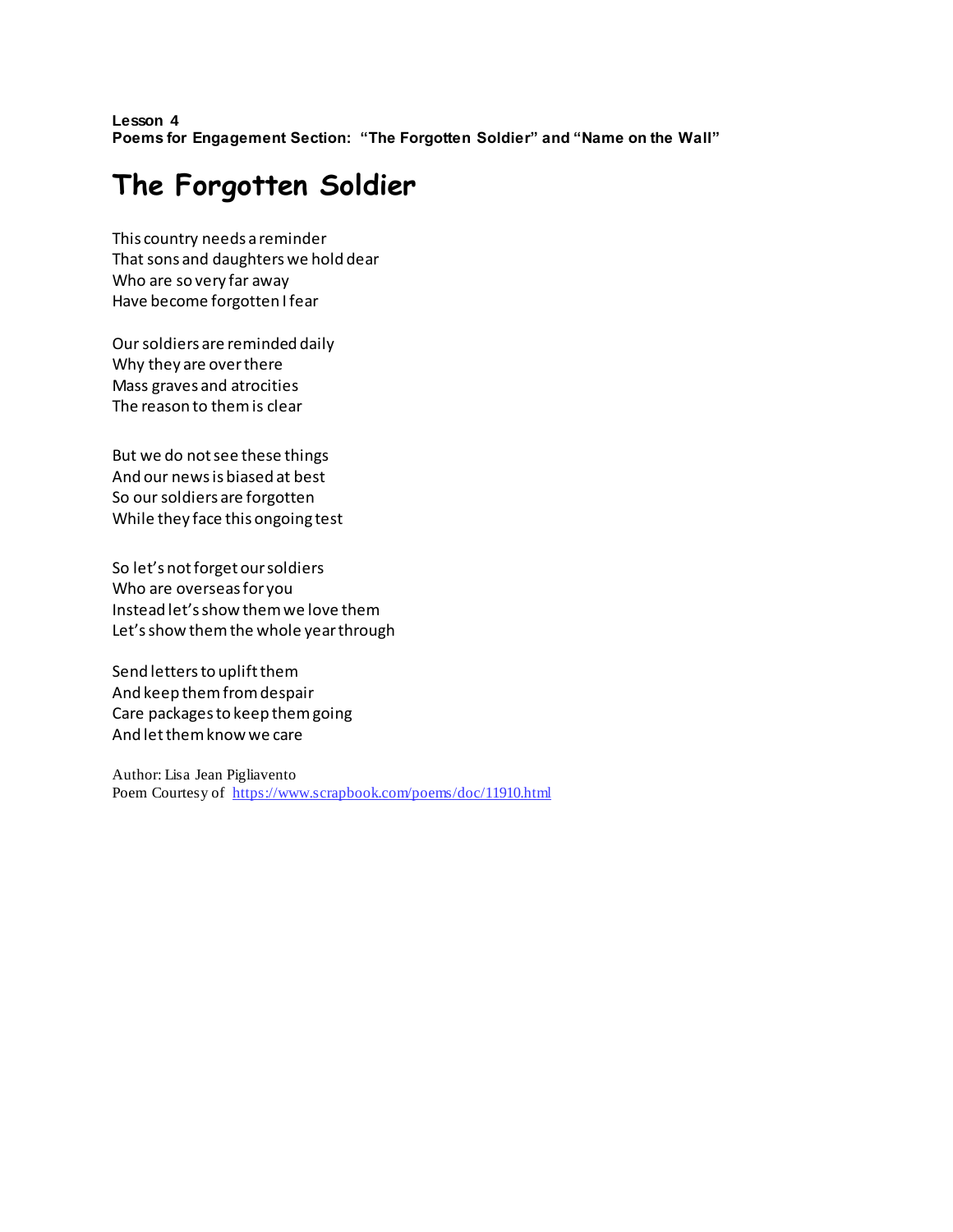**Lesson 4**
**Poems for Engagement Section: "The Forgotten Soldier" and "Name on the Wall"**

# The Forgotten Soldier

This country needs a reminder
That sons and daughters we hold dear
Who are so very far away
Have become forgotten I fear

Our soldiers are reminded daily
Why they are over there
Mass graves and atrocities
The reason to them is clear

But we do not see these things
And our news is biased at best
So our soldiers are forgotten
While they face this ongoing test

So let's not forget our soldiers
Who are overseas for you
Instead let's show them we love them
Let's show them the whole year through

Send letters to uplift them
And keep them from despair
Care packages to keep them going
And let them know we care

Author: Lisa Jean Pigliavento
Poem Courtesy of [https://www.scrapbook.com/poems/doc/11910.html](https://www.scrapbook.com/poems/doc/11910.html)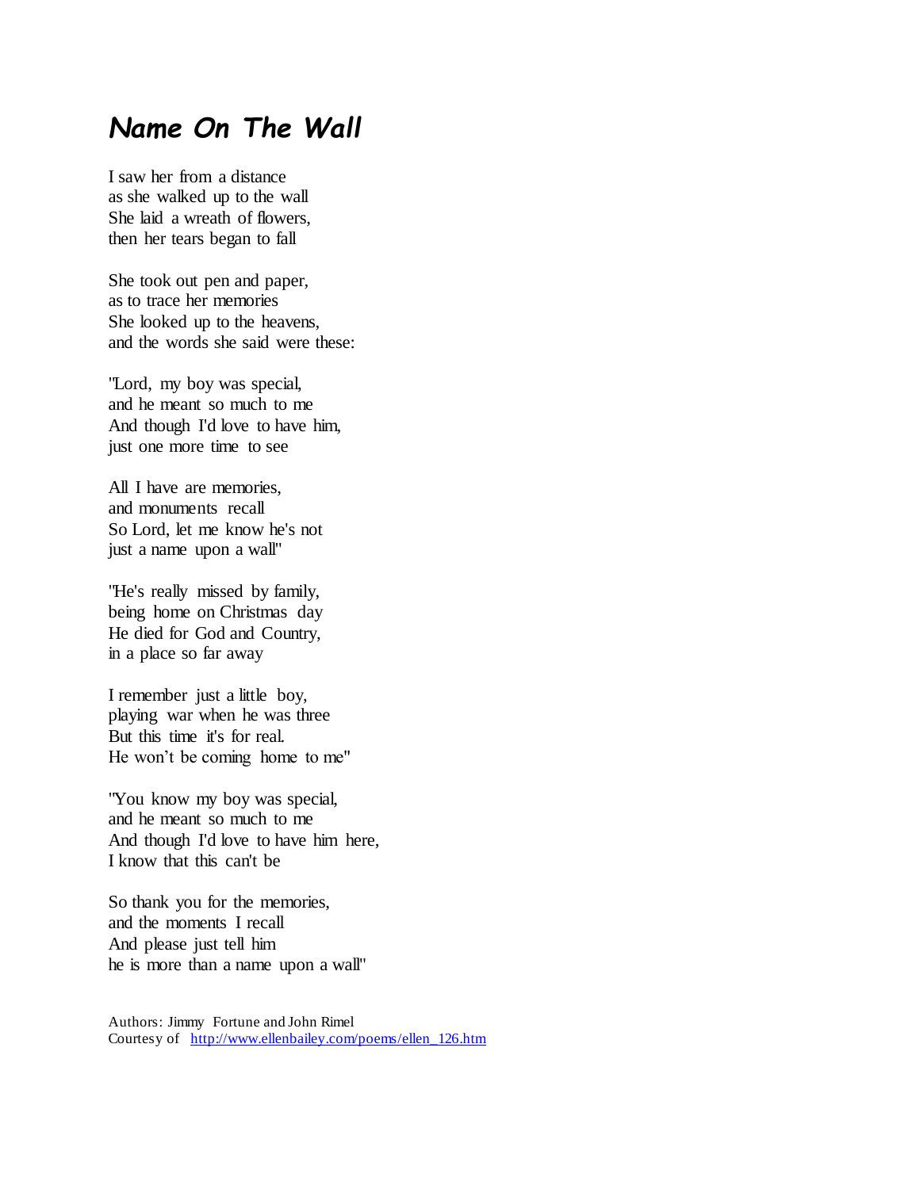# *Name On The Wall*

I saw her from a distance  
as she walked up to the wall  
She laid a wreath of flowers,  
then her tears began to fall

She took out pen and paper,  
as to trace her memories  
She looked up to the heavens,  
and the words she said were these:

"Lord, my boy was special,  
and he meant so much to me  
And though I'd love to have him,  
just one more time to see

All I have are memories,  
and monuments recall  
So Lord, let me know he's not  
just a name upon a wall"

"He's really missed by family,  
being home on Christmas day  
He died for God and Country,  
in a place so far away

I remember just a little boy,  
playing war when he was three  
But this time it's for real.  
He won't be coming home to me"

"You know my boy was special,  
and he meant so much to me  
And though I'd love to have him here,  
I know that this can't be

So thank you for the memories,  
and the moments I recall  
And please just tell him  
he is more than a name upon a wall"

Authors: Jimmy Fortune and John Rimel  
Courtesy of http://www.ellenbailey.com/poems/ellen_126.htm